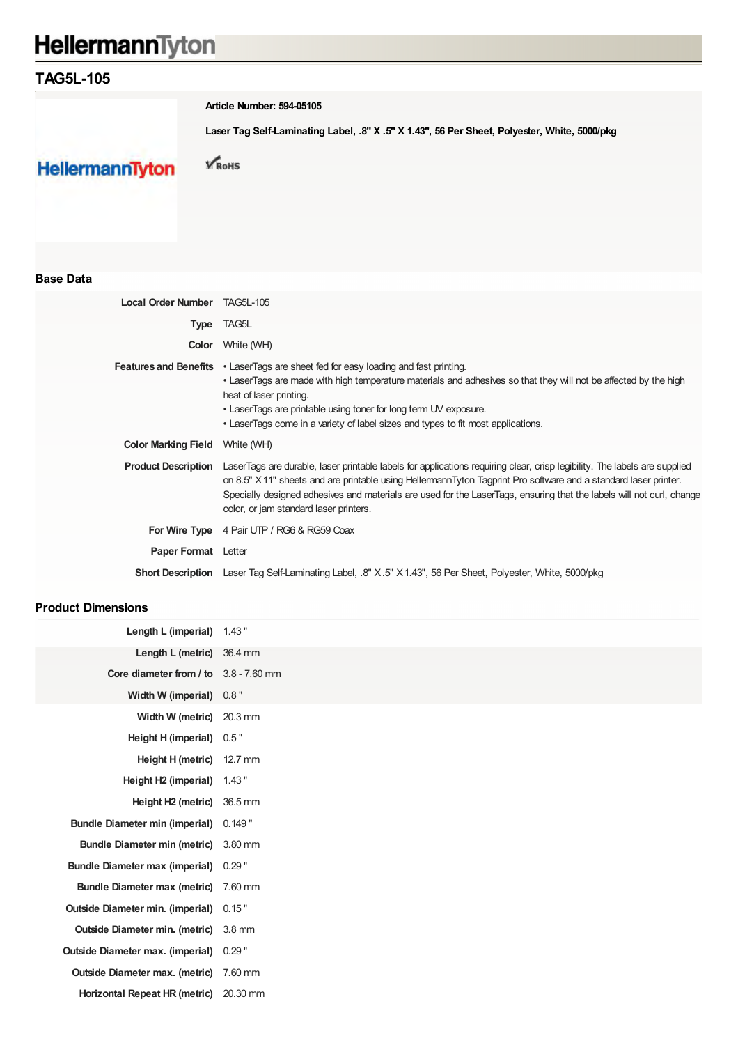# HellermannTyton

## TAG5L-105

**Article Number: 594-05105**

**Laser Tag Self-Laminating Label, .8" X .5" X 1.43", 56 Per Sheet, Polyester, White, 5000/pkg**

RoHS

### Base Data

| | |
|---|---|
| **Local Order Number** | TAG5L-105 |
| **Type** | TAG5L |
| **Color** | White (WH) |
| **Features and Benefits** | • LaserTags are sheet fed for easy loading and fast printing.<br>• LaserTags are made with high temperature materials and adhesives so that they will not be affected by the high heat of laser printing.<br>• LaserTags are printable using toner for long term UV exposure.<br>• LaserTags come in a variety of label sizes and types to fit most applications. |
| **Color Marking Field** | White (WH) |
| **Product Description** | LaserTags are durable, laser printable labels for applications requiring clear, crisp legibility. The labels are supplied on 8.5" X 11" sheets and are printable using HellermannTyton Tagprint Pro software and a standard laser printer. Specially designed adhesives and materials are used for the LaserTags, ensuring that the labels will not curl, change color, or jam standard laser printers. |
| **For Wire Type** | 4 Pair UTP / RG6 & RG59 Coax |
| **Paper Format** | Letter |
| **Short Description** | Laser Tag Self-Laminating Label, .8" X .5" X 1.43", 56 Per Sheet, Polyester, White, 5000/pkg |

### Product Dimensions

| | |
|---|---|
| **Length L (imperial)** | 1.43 " |
| **Length L (metric)** | 36.4 mm |
| **Core diameter from / to** | 3.8 - 7.60 mm |
| **Width W (imperial)** | 0.8 " |
| **Width W (metric)** | 20.3 mm |
| **Height H (imperial)** | 0.5 " |
| **Height H (metric)** | 12.7 mm |
| **Height H2 (imperial)** | 1.43 " |
| **Height H2 (metric)** | 36.5 mm |
| **Bundle Diameter min (imperial)** | 0.149 " |
| **Bundle Diameter min (metric)** | 3.80 mm |
| **Bundle Diameter max (imperial)** | 0.29 " |
| **Bundle Diameter max (metric)** | 7.60 mm |
| **Outside Diameter min. (imperial)** | 0.15 " |
| **Outside Diameter min. (metric)** | 3.8 mm |
| **Outside Diameter max. (imperial)** | 0.29 " |
| **Outside Diameter max. (metric)** | 7.60 mm |
| **Horizontal Repeat HR (metric)** | 20.30 mm |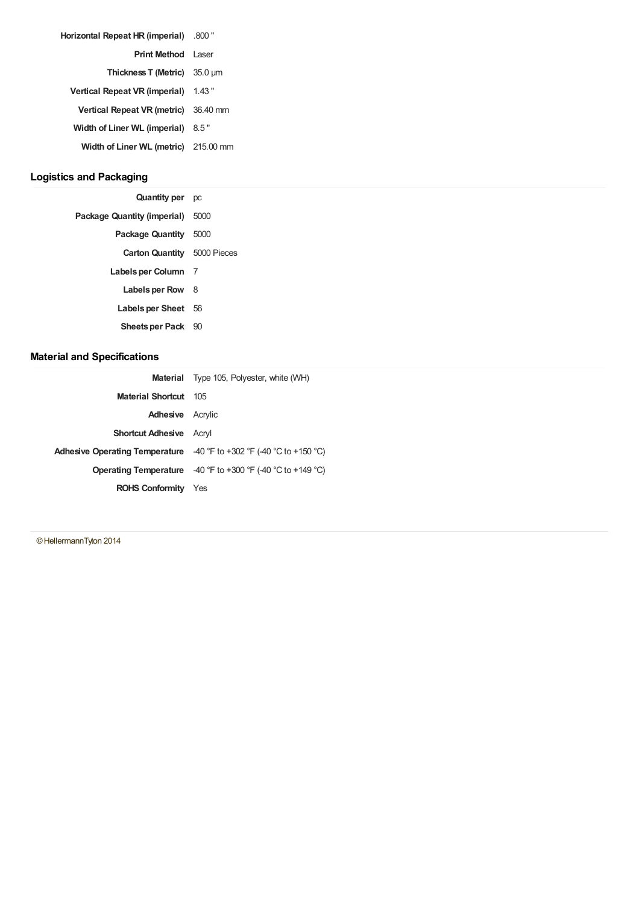| | |
|---|---|
| **Horizontal Repeat HR (imperial)** | .800 " |
| **Print Method** | Laser |
| **Thickness T (Metric)** | 35.0 µm |
| **Vertical Repeat VR (imperial)** | 1.43 " |
| **Vertical Repeat VR (metric)** | 36.40 mm |
| **Width of Liner WL (imperial)** | 8.5 " |
| **Width of Liner WL (metric)** | 215.00 mm |

### Logistics and Packaging

| | |
|---|---|
| **Quantity per** | pc |
| **Package Quantity (imperial)** | 5000 |
| **Package Quantity** | 5000 |
| **Carton Quantity** | 5000 Pieces |
| **Labels per Column** | 7 |
| **Labels per Row** | 8 |
| **Labels per Sheet** | 56 |
| **Sheets per Pack** | 90 |

### Material and Specifications

| | |
|---|---|
| **Material** | Type 105, Polyester, white (WH) |
| **Material Shortcut** | 105 |
| **Adhesive** | Acrylic |
| **Shortcut Adhesive** | Acryl |
| **Adhesive Operating Temperature** | -40 °F to +302 °F (-40 °C to +150 °C) |
| **Operating Temperature** | -40 °F to +300 °F (-40 °C to +149 °C) |
| **ROHS Conformity** | Yes |

© HellermannTyton 2014